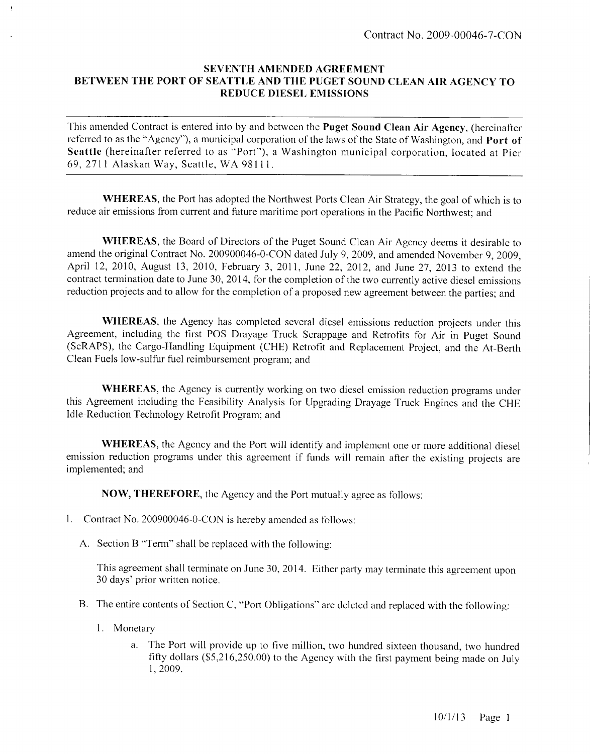Contract No. 2009-00046-7-CON

## SEVENTH AMENDED AGREEMENT BETWEEN THE PORT OF SEATTLE AND THE PUGET SOUND CLEAN AIR AGENCY TO REDUCE DIESEL EMISSIONS

This amended Contract is entered into by and between the **Puget Sound Clean Air Agency**, (hereinafter referred to as the "Agency"), a municipal corporation of the laws of the State of Washington, and **Port of Seattle** (hereinafter referred to as "Port"), a Washington municipal corporation, located at Pier 69, 2711 Alaskan Way, Seattle, WA 98111.

**WHEREAS**, the Port has adopted the Northwest Ports Clean Air Strategy, the goal of which is to reduce air emissions from current and future maritime port operations in the Pacific Northwest; and

**WHEREAS**, the Board of Directors of the Puget Sound Clean Air Agency deems it desirable to amend the original Contract No. 200900046-0-CON dated July 9, 2009, and amended November 9, 2009, April 12, 2010, August 13, 2010, February 3, 2011, June 22, 2012, and June 27, 2013 to extend the contract termination date to June 30, 2014, for the completion of the two currently active diesel emissions reduction projects and to allow for the completion of a proposed new agreement between the parties; and

**WHEREAS**, the Agency has completed several diesel emissions reduction projects under this Agreement, including the first POS Drayage Truck Scrappage and Retrofits for Air in Puget Sound (ScRAPS), the Cargo-Handling Equipment (CHE) Retrofit and Replacement Project, and the At-Berth Clean Fuels low-sulfur fuel reimbursement program; and

**WHEREAS**, the Agency is currently working on two diesel emission reduction programs under this Agreement including the Feasibility Analysis for Upgrading Drayage Truck Engines and the CHE Idle-Reduction Technology Retrofit Program; and

**WHEREAS**, the Agency and the Port will identify and implement one or more additional diesel emission reduction programs under this agreement if funds will remain after the existing projects are implemented; and

**NOW, THEREFORE**, the Agency and the Port mutually agree as follows:

I. Contract No. 200900046-0-CON is hereby amended as follows:

   A. Section B "Term" shall be replaced with the following:

      This agreement shall terminate on June 30, 2014. Either party may terminate this agreement upon 30 days' prior written notice.

   B. The entire contents of Section C, "Port Obligations" are deleted and replaced with the following:

      1. Monetary

         a. The Port will provide up to five million, two hundred sixteen thousand, two hundred fifty dollars ($5,216,250.00) to the Agency with the first payment being made on July 1, 2009.

10/1/13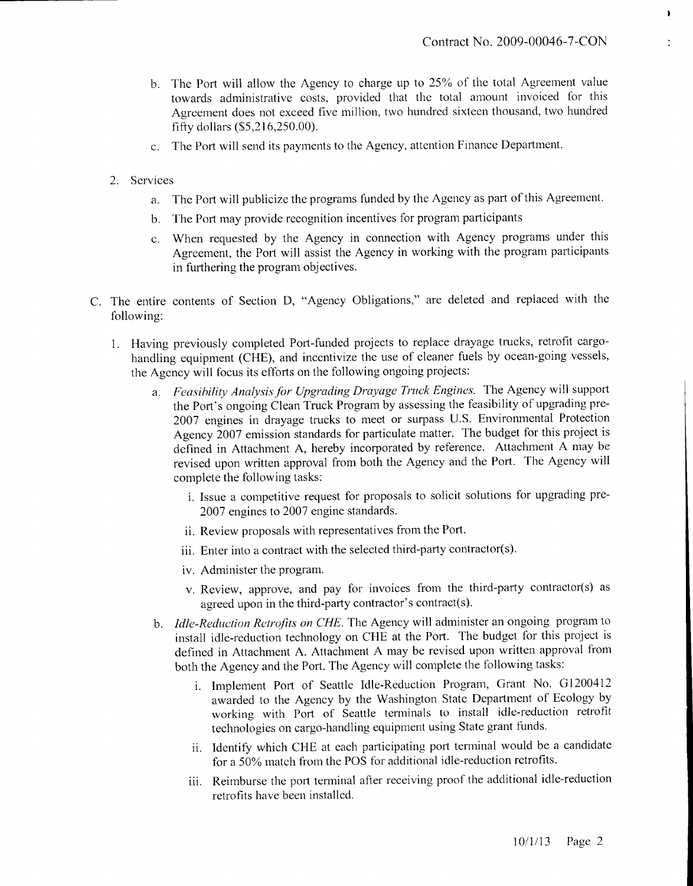b. The Port will allow the Agency to charge up to 25% of the total Agreement value towards administrative costs, provided that the total amount invoiced for this Agreement does not exceed five million, two hundred sixteen thousand, two hundred fifty dollars ($5,216,250.00).

c. The Port will send its payments to the Agency, attention Finance Department.

2. Services

   a. The Port will publicize the programs funded by the Agency as part of this Agreement.

   b. The Port may provide recognition incentives for program participants

   c. When requested by the Agency in connection with Agency programs under this Agreement, the Port will assist the Agency in working with the program participants in furthering the program objectives.

C. The entire contents of Section D, "Agency Obligations," are deleted and replaced with the following:

1. Having previously completed Port-funded projects to replace drayage trucks, retrofit cargo-handling equipment (CHE), and incentivize the use of cleaner fuels by ocean-going vessels, the Agency will focus its efforts on the following ongoing projects:

   a. *Feasibility Analysis for Upgrading Drayage Truck Engines.* The Agency will support the Port's ongoing Clean Truck Program by assessing the feasibility of upgrading pre-2007 engines in drayage trucks to meet or surpass U.S. Environmental Protection Agency 2007 emission standards for particulate matter. The budget for this project is defined in Attachment A, hereby incorporated by reference. Attachment A may be revised upon written approval from both the Agency and the Port. The Agency will complete the following tasks:

      i. Issue a competitive request for proposals to solicit solutions for upgrading pre-2007 engines to 2007 engine standards.

      ii. Review proposals with representatives from the Port.

      iii. Enter into a contract with the selected third-party contractor(s).

      iv. Administer the program.

      v. Review, approve, and pay for invoices from the third-party contractor(s) as agreed upon in the third-party contractor's contract(s).

   b. *Idle-Reduction Retrofits on CHE.* The Agency will administer an ongoing program to install idle-reduction technology on CHE at the Port. The budget for this project is defined in Attachment A. Attachment A may be revised upon written approval from both the Agency and the Port. The Agency will complete the following tasks:

      i. Implement Port of Seattle Idle-Reduction Program, Grant No. G1200412 awarded to the Agency by the Washington State Department of Ecology by working with Port of Seattle terminals to install idle-reduction retrofit technologies on cargo-handling equipment using State grant funds.

      ii. Identify which CHE at each participating port terminal would be a candidate for a 50% match from the POS for additional idle-reduction retrofits.

      iii. Reimburse the port terminal after receiving proof the additional idle-reduction retrofits have been installed.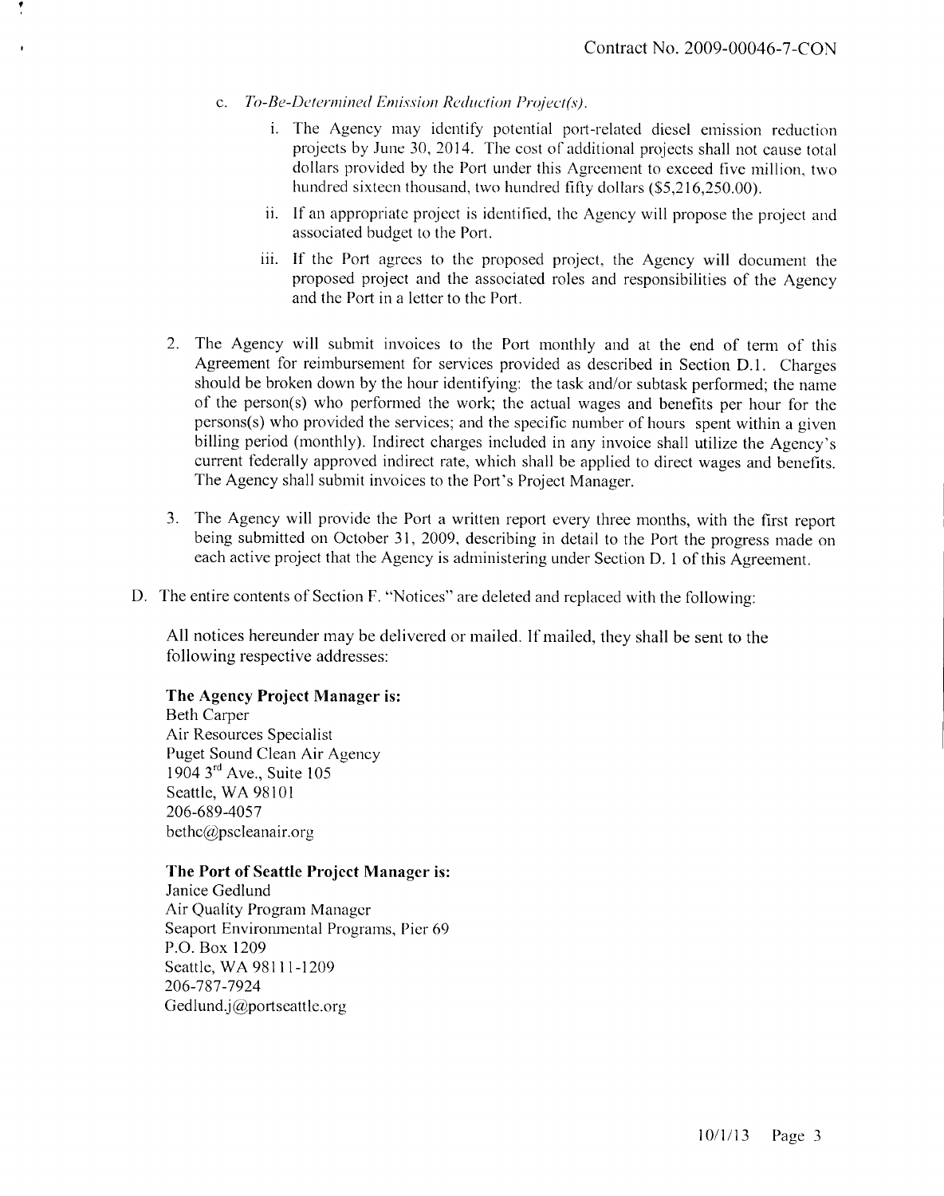c. *To-Be-Determined Emission Reduction Project(s).*

   i. The Agency may identify potential port-related diesel emission reduction projects by June 30, 2014. The cost of additional projects shall not cause total dollars provided by the Port under this Agreement to exceed five million, two hundred sixteen thousand, two hundred fifty dollars ($5,216,250.00).

   ii. If an appropriate project is identified, the Agency will propose the project and associated budget to the Port.

   iii. If the Port agrees to the proposed project, the Agency will document the proposed project and the associated roles and responsibilities of the Agency and the Port in a letter to the Port.

2. The Agency will submit invoices to the Port monthly and at the end of term of this Agreement for reimbursement for services provided as described in Section D.1. Charges should be broken down by the hour identifying: the task and/or subtask performed; the name of the person(s) who performed the work; the actual wages and benefits per hour for the persons(s) who provided the services; and the specific number of hours spent within a given billing period (monthly). Indirect charges included in any invoice shall utilize the Agency's current federally approved indirect rate, which shall be applied to direct wages and benefits. The Agency shall submit invoices to the Port's Project Manager.

3. The Agency will provide the Port a written report every three months, with the first report being submitted on October 31, 2009, describing in detail to the Port the progress made on each active project that the Agency is administering under Section D. 1 of this Agreement.

D. The entire contents of Section F. "Notices" are deleted and replaced with the following:

All notices hereunder may be delivered or mailed. If mailed, they shall be sent to the following respective addresses:

**The Agency Project Manager is:**
Beth Carper
Air Resources Specialist
Puget Sound Clean Air Agency
1904 3rd Ave., Suite 105
Seattle, WA 98101
206-689-4057
bethc@pscleanair.org

**The Port of Seattle Project Manager is:**
Janice Gedlund
Air Quality Program Manager
Seaport Environmental Programs, Pier 69
P.O. Box 1209
Seattle, WA 98111-1209
206-787-7924
Gedlund.j@portseattle.org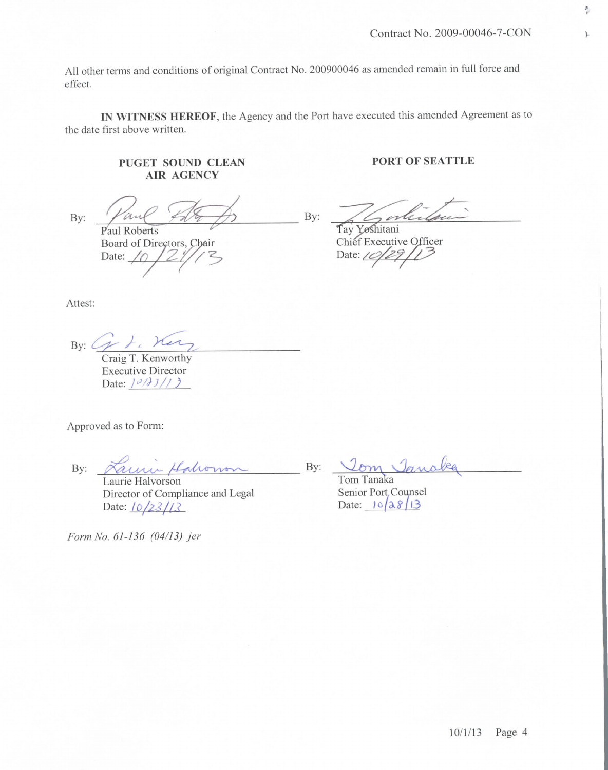All other terms and conditions of original Contract No. 200900046 as amended remain in full force and effect.

**IN WITNESS HEREOF**, the Agency and the Port have executed this amended Agreement as to the date first above written.

**PUGET SOUND CLEAN AIR AGENCY**

By: ______________________
Paul Roberts
Board of Directors, Chair
Date: 10/24/13

**PORT OF SEATTLE**

By: ______________________
Tay Yoshitani
Chief Executive Officer
Date: 10/29/13

Attest:

By: ______________________
Craig T. Kenworthy
Executive Director
Date: 10/23/13

Approved as to Form:

By: ______________________
Laurie Halvorson
Director of Compliance and Legal
Date: 10/23/13

By: ______________________
Tom Tanaka
Senior Port Counsel
Date: 10/28/13

*Form No. 61-136 (04/13) jer*